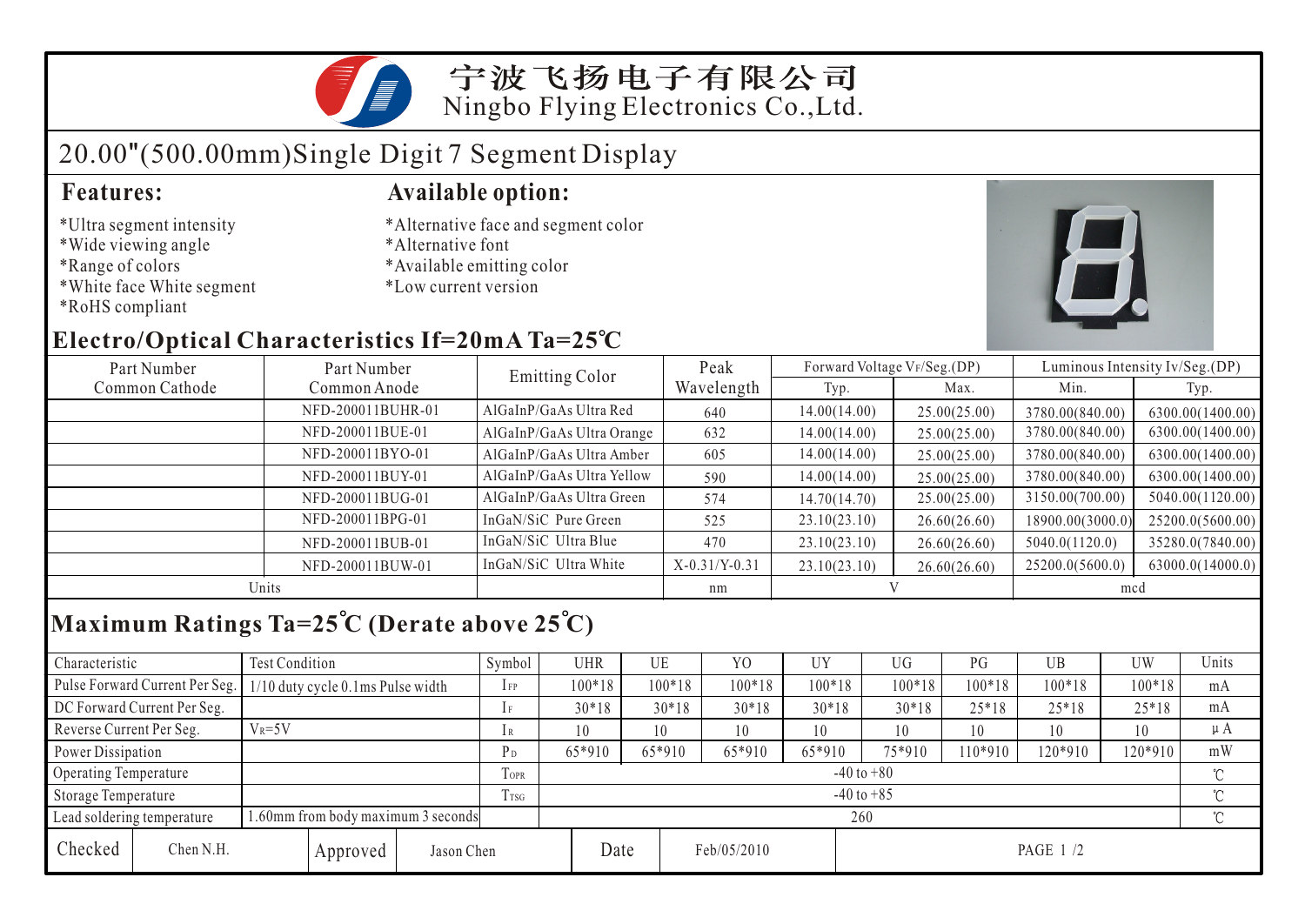宁波飞扬电子有限公司
Ningbo Flying Electronics Co.,Ltd.

# 20.00"(500.00mm)Single Digit 7 Segment Display

## Features:

*Ultra segment intensity
*Wide viewing angle
*Range of colors
*White face White segment
*RoHS compliant

## Available option:

*Alternative face and segment color
*Alternative font
*Available emitting color
*Low current version

## Electro/Optical Characteristics If=20mA Ta=25℃

| Part Number Common Cathode | Part Number Common Anode | Emitting Color | Peak Wavelength | Forward Voltage VF/Seg.(DP) | | Luminous Intensity Iv/Seg.(DP) | |
|---|---|---|---|---|---|---|---|
| | | | | Typ. | Max. | Min. | Typ. |
| | NFD-200011BUHR-01 | AlGaInP/GaAs Ultra Red | 640 | 14.00(14.00) | 25.00(25.00) | 3780.00(840.00) | 6300.00(1400.00) |
| | NFD-200011BUE-01 | AlGaInP/GaAs Ultra Orange | 632 | 14.00(14.00) | 25.00(25.00) | 3780.00(840.00) | 6300.00(1400.00) |
| | NFD-200011BYO-01 | AlGaInP/GaAs Ultra Amber | 605 | 14.00(14.00) | 25.00(25.00) | 3780.00(840.00) | 6300.00(1400.00) |
| | NFD-200011BUY-01 | AlGaInP/GaAs Ultra Yellow | 590 | 14.00(14.00) | 25.00(25.00) | 3780.00(840.00) | 6300.00(1400.00) |
| | NFD-200011BUG-01 | AlGaInP/GaAs Ultra Green | 574 | 14.70(14.70) | 25.00(25.00) | 3150.00(700.00) | 5040.00(1120.00) |
| | NFD-200011BPG-01 | InGaN/SiC Pure Green | 525 | 23.10(23.10) | 26.60(26.60) | 18900.00(3000.0) | 25200.0(5600.00) |
| | NFD-200011BUB-01 | InGaN/SiC Ultra Blue | 470 | 23.10(23.10) | 26.60(26.60) | 5040.0(1120.0) | 35280.0(7840.00) |
| | NFD-200011BUW-01 | InGaN/SiC Ultra White | X-0.31/Y-0.31 | 23.10(23.10) | 26.60(26.60) | 25200.0(5600.0) | 63000.0(14000.0) |
| Units | | | nm | V | | mcd | |

## Maximum Ratings Ta=25℃ (Derate above 25℃)

| Characteristic | Test Condition | Symbol | UHR | UE | YO | UY | UG | PG | UB | UW | Units |
|---|---|---|---|---|---|---|---|---|---|---|---|
| Pulse Forward Current Per Seg. | 1/10 duty cycle 0.1ms Pulse width | $I_{FP}$ | 100*18 | 100*18 | 100*18 | 100*18 | 100*18 | 100*18 | 100*18 | 100*18 | mA |
| DC Forward Current Per Seg. | | $I_F$ | 30*18 | 30*18 | 30*18 | 30*18 | 30*18 | 25*18 | 25*18 | 25*18 | mA |
| Reverse Current Per Seg. | $V_R$=5V | $I_R$ | 10 | 10 | 10 | 10 | 10 | 10 | 10 | 10 | μA |
| Power Dissipation | | $P_D$ | 65*910 | 65*910 | 65*910 | 65*910 | 75*910 | 110*910 | 120*910 | 120*910 | mW |
| Operating Temperature | | $T_{OPR}$ | -40 to +80 | | | | | | | | ℃ |
| Storage Temperature | | $T_{TSG}$ | -40 to +85 | | | | | | | | ℃ |
| Lead soldering temperature | 1.60mm from body maximum 3 seconds | | 260 | | | | | | | | ℃ |

| Checked | Chen N.H. | Approved | Jason Chen | Date | Feb/05/2010 |
|---|---|---|---|---|---|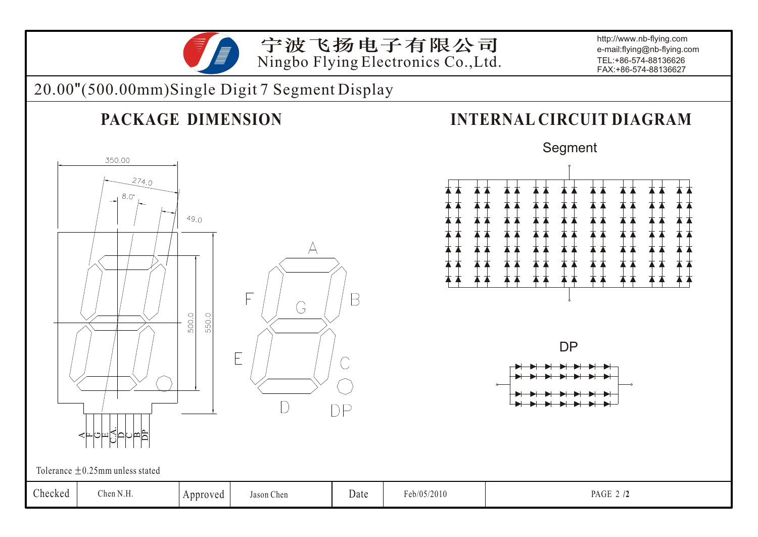宁波飞扬电子有限公司
Ningbo Flying Electronics Co.,Ltd.

http://www.nb-flying.com
e-mail:flying@nb-flying.com
TEL:+86-574-88136626
FAX:+86-574-88136627

# 20.00"(500.00mm)Single Digit 7 Segment Display

## PACKAGE DIMENSION

350.00
274.0
8.0°
49.0
500.0
550.0

A F G E C.A. D C B DP

A
F
B
G
E
C
D
DP

## INTERNAL CIRCUIT DIAGRAM

Segment

DP

Tolerance ±0.25mm unless stated

| | | | | | | |
|---|---|---|---|---|---|---|
| Checked | Chen N.H. | Approved | Jason Chen | Date | Feb/05/2010 | PAGE 2 /2 |